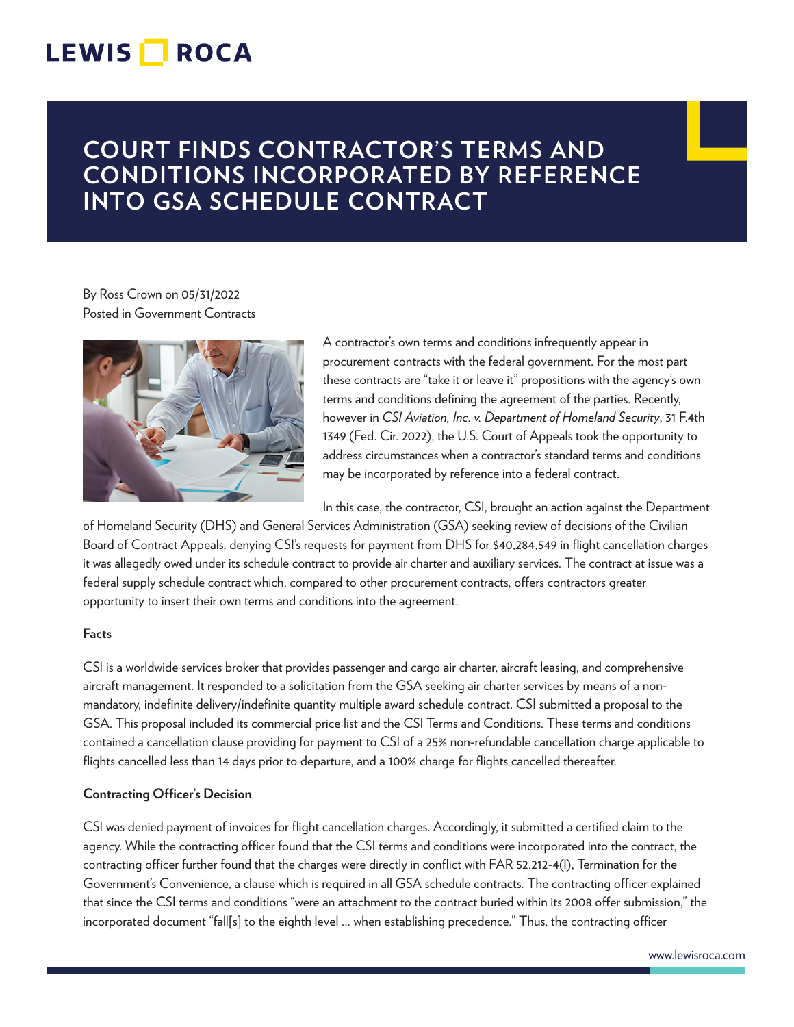# COURT FINDS CONTRACTOR'S TERMS AND CONDITIONS INCORPORATED BY REFERENCE INTO GSA SCHEDULE CONTRACT

By Ross Crown on 05/31/2022
Posted in Government Contracts

A contractor's own terms and conditions infrequently appear in procurement contracts with the federal government. For the most part these contracts are "take it or leave it" propositions with the agency's own terms and conditions defining the agreement of the parties. Recently, however in *CSI Aviation, Inc. v. Department of Homeland Security*, 31 F.4th 1349 (Fed. Cir. 2022), the U.S. Court of Appeals took the opportunity to address circumstances when a contractor's standard terms and conditions may be incorporated by reference into a federal contract.

In this case, the contractor, CSI, brought an action against the Department of Homeland Security (DHS) and General Services Administration (GSA) seeking review of decisions of the Civilian Board of Contract Appeals, denying CSI's requests for payment from DHS for $40,284,549 in flight cancellation charges it was allegedly owed under its schedule contract to provide air charter and auxiliary services. The contract at issue was a federal supply schedule contract which, compared to other procurement contracts, offers contractors greater opportunity to insert their own terms and conditions into the agreement.

**Facts**

CSI is a worldwide services broker that provides passenger and cargo air charter, aircraft leasing, and comprehensive aircraft management. It responded to a solicitation from the GSA seeking air charter services by means of a non-mandatory, indefinite delivery/indefinite quantity multiple award schedule contract. CSI submitted a proposal to the GSA. This proposal included its commercial price list and the CSI Terms and Conditions. These terms and conditions contained a cancellation clause providing for payment to CSI of a 25% non-refundable cancellation charge applicable to flights cancelled less than 14 days prior to departure, and a 100% charge for flights cancelled thereafter.

**Contracting Officer's Decision**

CSI was denied payment of invoices for flight cancellation charges. Accordingly, it submitted a certified claim to the agency. While the contracting officer found that the CSI terms and conditions were incorporated into the contract, the contracting officer further found that the charges were directly in conflict with FAR 52.212-4(l), Termination for the Government's Convenience, a clause which is required in all GSA schedule contracts. The contracting officer explained that since the CSI terms and conditions "were an attachment to the contract buried within its 2008 offer submission," the incorporated document "fall[s] to the eighth level … when establishing precedence." Thus, the contracting officer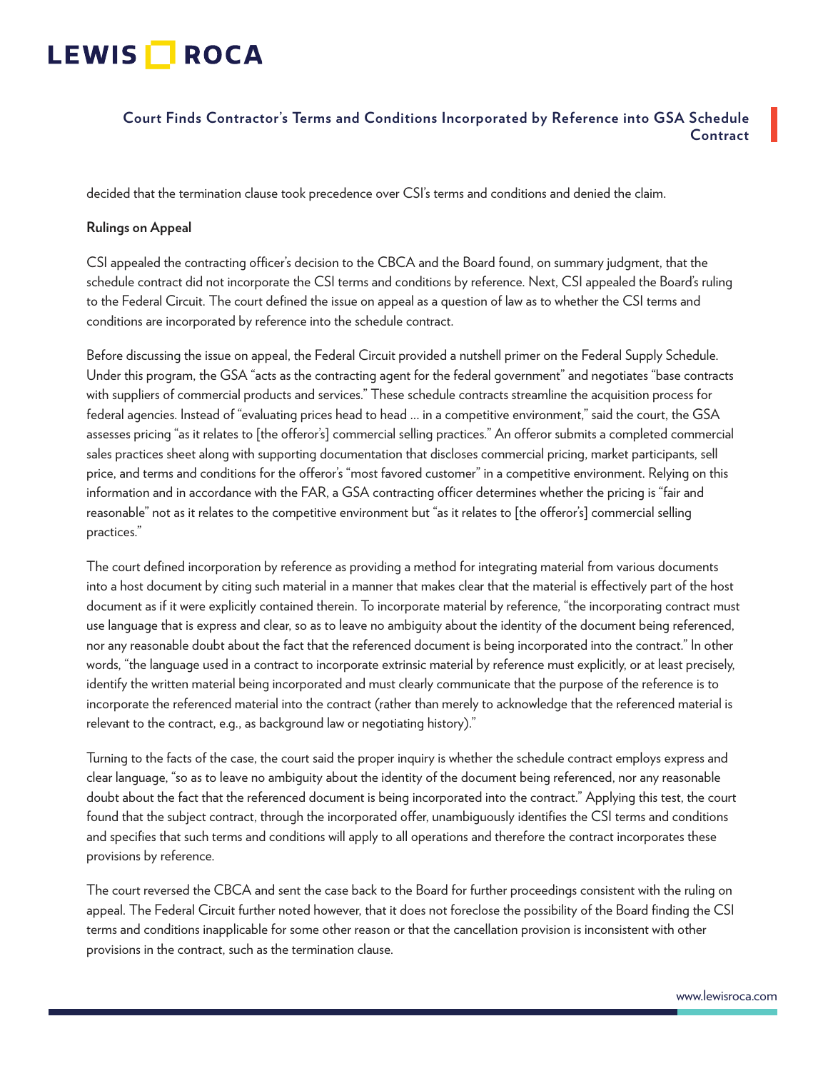decided that the termination clause took precedence over CSI's terms and conditions and denied the claim.

**Rulings on Appeal**

CSI appealed the contracting officer's decision to the CBCA and the Board found, on summary judgment, that the schedule contract did not incorporate the CSI terms and conditions by reference. Next, CSI appealed the Board's ruling to the Federal Circuit. The court defined the issue on appeal as a question of law as to whether the CSI terms and conditions are incorporated by reference into the schedule contract.

Before discussing the issue on appeal, the Federal Circuit provided a nutshell primer on the Federal Supply Schedule. Under this program, the GSA "acts as the contracting agent for the federal government" and negotiates "base contracts with suppliers of commercial products and services." These schedule contracts streamline the acquisition process for federal agencies. Instead of "evaluating prices head to head … in a competitive environment," said the court, the GSA assesses pricing "as it relates to [the offeror's] commercial selling practices." An offeror submits a completed commercial sales practices sheet along with supporting documentation that discloses commercial pricing, market participants, sell price, and terms and conditions for the offeror's "most favored customer" in a competitive environment. Relying on this information and in accordance with the FAR, a GSA contracting officer determines whether the pricing is "fair and reasonable" not as it relates to the competitive environment but "as it relates to [the offeror's] commercial selling practices."

The court defined incorporation by reference as providing a method for integrating material from various documents into a host document by citing such material in a manner that makes clear that the material is effectively part of the host document as if it were explicitly contained therein. To incorporate material by reference, "the incorporating contract must use language that is express and clear, so as to leave no ambiguity about the identity of the document being referenced, nor any reasonable doubt about the fact that the referenced document is being incorporated into the contract." In other words, "the language used in a contract to incorporate extrinsic material by reference must explicitly, or at least precisely, identify the written material being incorporated and must clearly communicate that the purpose of the reference is to incorporate the referenced material into the contract (rather than merely to acknowledge that the referenced material is relevant to the contract, e.g., as background law or negotiating history)."

Turning to the facts of the case, the court said the proper inquiry is whether the schedule contract employs express and clear language, "so as to leave no ambiguity about the identity of the document being referenced, nor any reasonable doubt about the fact that the referenced document is being incorporated into the contract." Applying this test, the court found that the subject contract, through the incorporated offer, unambiguously identifies the CSI terms and conditions and specifies that such terms and conditions will apply to all operations and therefore the contract incorporates these provisions by reference.

The court reversed the CBCA and sent the case back to the Board for further proceedings consistent with the ruling on appeal. The Federal Circuit further noted however, that it does not foreclose the possibility of the Board finding the CSI terms and conditions inapplicable for some other reason or that the cancellation provision is inconsistent with other provisions in the contract, such as the termination clause.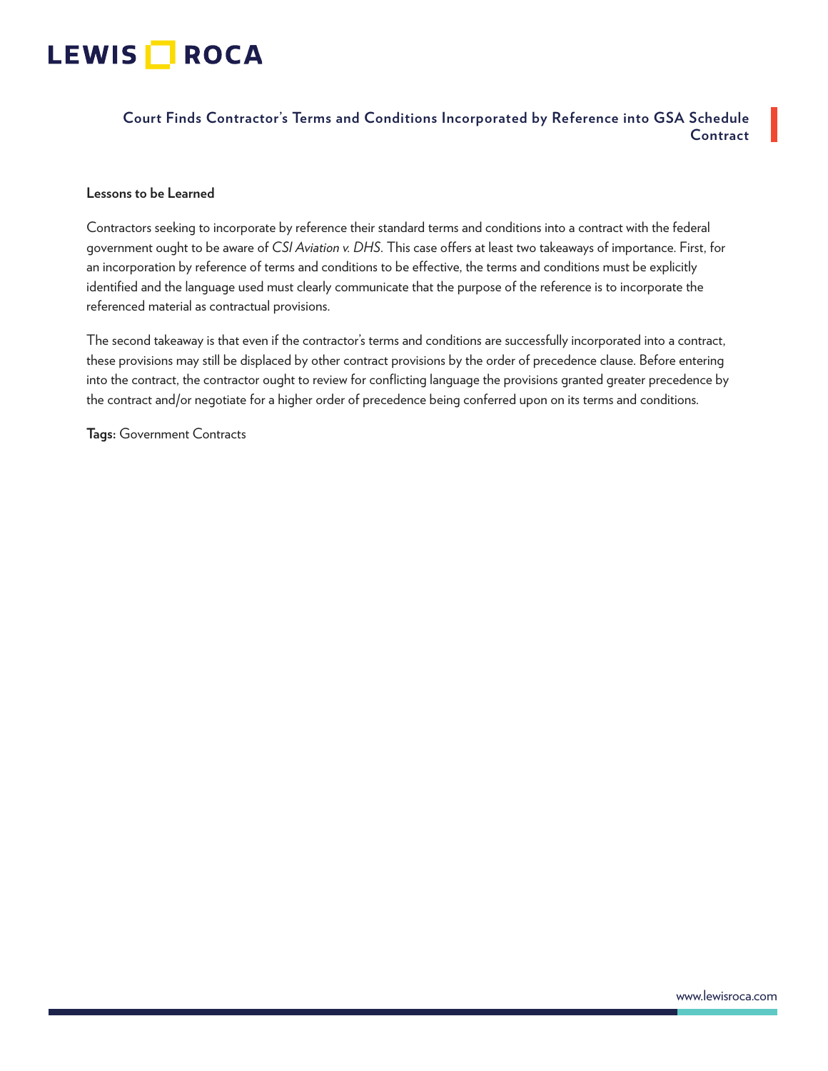**Lessons to be Learned**

Contractors seeking to incorporate by reference their standard terms and conditions into a contract with the federal government ought to be aware of *CSI Aviation v. DHS*. This case offers at least two takeaways of importance. First, for an incorporation by reference of terms and conditions to be effective, the terms and conditions must be explicitly identified and the language used must clearly communicate that the purpose of the reference is to incorporate the referenced material as contractual provisions.

The second takeaway is that even if the contractor's terms and conditions are successfully incorporated into a contract, these provisions may still be displaced by other contract provisions by the order of precedence clause. Before entering into the contract, the contractor ought to review for conflicting language the provisions granted greater precedence by the contract and/or negotiate for a higher order of precedence being conferred upon on its terms and conditions.

**Tags:** Government Contracts